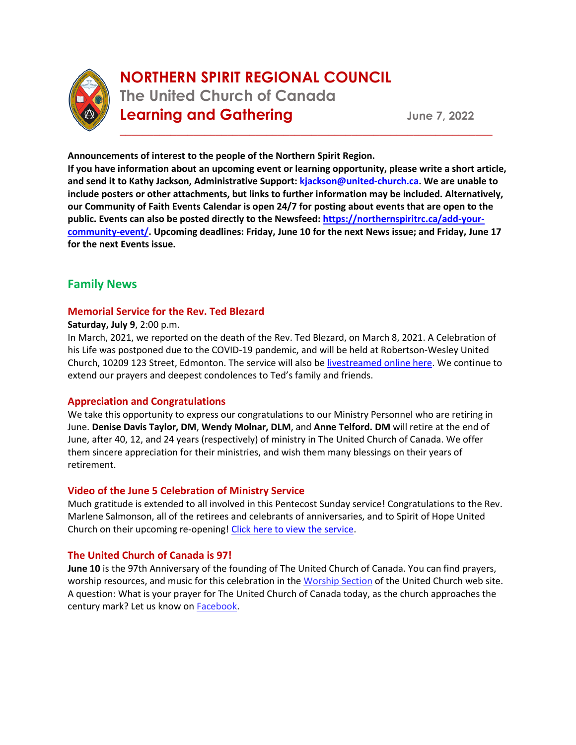# NORTHERN SPIRIT REGIONAL COUNCIL

## The United Church of Canada

## Learning and Gathering

**June 7, 2022**

---

**Announcements of interest to the people of the Northern Spirit Region.**
**If you have information about an upcoming event or learning opportunity, please write a short article, and send it to Kathy Jackson, Administrative Support: kjackson@united-church.ca. We are unable to include posters or other attachments, but links to further information may be included. Alternatively, our Community of Faith Events Calendar is open 24/7 for posting about events that are open to the public. Events can also be posted directly to the Newsfeed: https://northernspiritrc.ca/add-your-community-event/. Upcoming deadlines: Friday, June 10 for the next News issue; and Friday, June 17 for the next Events issue.**

## Family News

### Memorial Service for the Rev. Ted Blezard

**Saturday, July 9**, 2:00 p.m.
In March, 2021, we reported on the death of the Rev. Ted Blezard, on March 8, 2021. A Celebration of his Life was postponed due to the COVID-19 pandemic, and will be held at Robertson-Wesley United Church, 10209 123 Street, Edmonton. The service will also be livestreamed online here. We continue to extend our prayers and deepest condolences to Ted's family and friends.

### Appreciation and Congratulations

We take this opportunity to express our congratulations to our Ministry Personnel who are retiring in June. **Denise Davis Taylor, DM**, **Wendy Molnar, DLM**, and **Anne Telford. DM** will retire at the end of June, after 40, 12, and 24 years (respectively) of ministry in The United Church of Canada. We offer them sincere appreciation for their ministries, and wish them many blessings on their years of retirement.

### Video of the June 5 Celebration of Ministry Service

Much gratitude is extended to all involved in this Pentecost Sunday service! Congratulations to the Rev. Marlene Salmonson, all of the retirees and celebrants of anniversaries, and to Spirit of Hope United Church on their upcoming re-opening! Click here to view the service.

### The United Church of Canada is 97!

**June 10** is the 97th Anniversary of the founding of The United Church of Canada. You can find prayers, worship resources, and music for this celebration in the Worship Section of the United Church web site. A question: What is your prayer for The United Church of Canada today, as the church approaches the century mark? Let us know on Facebook.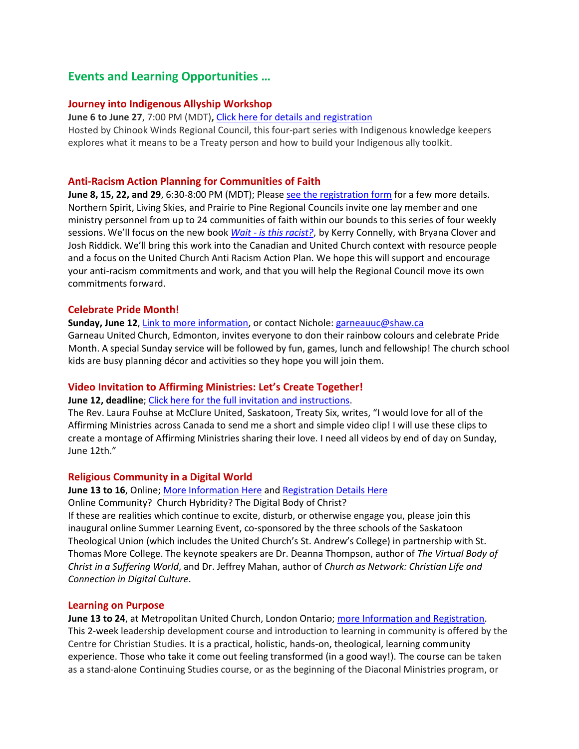## Events and Learning Opportunities …

### Journey into Indigenous Allyship Workshop

**June 6 to June 27**, 7:00 PM (MDT)**,** Click here for details and registration

Hosted by Chinook Winds Regional Council, this four-part series with Indigenous knowledge keepers explores what it means to be a Treaty person and how to build your Indigenous ally toolkit.

### Anti-Racism Action Planning for Communities of Faith

**June 8, 15, 22, and 29**, 6:30-8:00 PM (MDT); Please see the registration form for a few more details. Northern Spirit, Living Skies, and Prairie to Pine Regional Councils invite one lay member and one ministry personnel from up to 24 communities of faith within our bounds to this series of four weekly sessions. We'll focus on the new book *Wait - is this racist?*, by Kerry Connelly, with Bryana Clover and Josh Riddick. We'll bring this work into the Canadian and United Church context with resource people and a focus on the United Church Anti Racism Action Plan. We hope this will support and encourage your anti-racism commitments and work, and that you will help the Regional Council move its own commitments forward.

### Celebrate Pride Month!

**Sunday, June 12**, Link to more information, or contact Nichole: garneauuc@shaw.ca

Garneau United Church, Edmonton, invites everyone to don their rainbow colours and celebrate Pride Month. A special Sunday service will be followed by fun, games, lunch and fellowship! The church school kids are busy planning décor and activities so they hope you will join them.

### Video Invitation to Affirming Ministries: Let's Create Together!

**June 12, deadline**; Click here for the full invitation and instructions.

The Rev. Laura Fouhse at McClure United, Saskatoon, Treaty Six, writes, "I would love for all of the Affirming Ministries across Canada to send me a short and simple video clip! I will use these clips to create a montage of Affirming Ministries sharing their love. I need all videos by end of day on Sunday, June 12th."

### Religious Community in a Digital World

**June 13 to 16**, Online; More Information Here and Registration Details Here

Online Community? Church Hybridity? The Digital Body of Christ?

If these are realities which continue to excite, disturb, or otherwise engage you, please join this inaugural online Summer Learning Event, co-sponsored by the three schools of the Saskatoon Theological Union (which includes the United Church's St. Andrew's College) in partnership with St. Thomas More College. The keynote speakers are Dr. Deanna Thompson, author of *The Virtual Body of Christ in a Suffering World*, and Dr. Jeffrey Mahan, author of *Church as Network: Christian Life and Connection in Digital Culture*.

### Learning on Purpose

**June 13 to 24**, at Metropolitan United Church, London Ontario; more Information and Registration.

This 2-week leadership development course and introduction to learning in community is offered by the Centre for Christian Studies. It is a practical, holistic, hands-on, theological, learning community experience. Those who take it come out feeling transformed (in a good way!). The course can be taken as a stand-alone Continuing Studies course, or as the beginning of the Diaconal Ministries program, or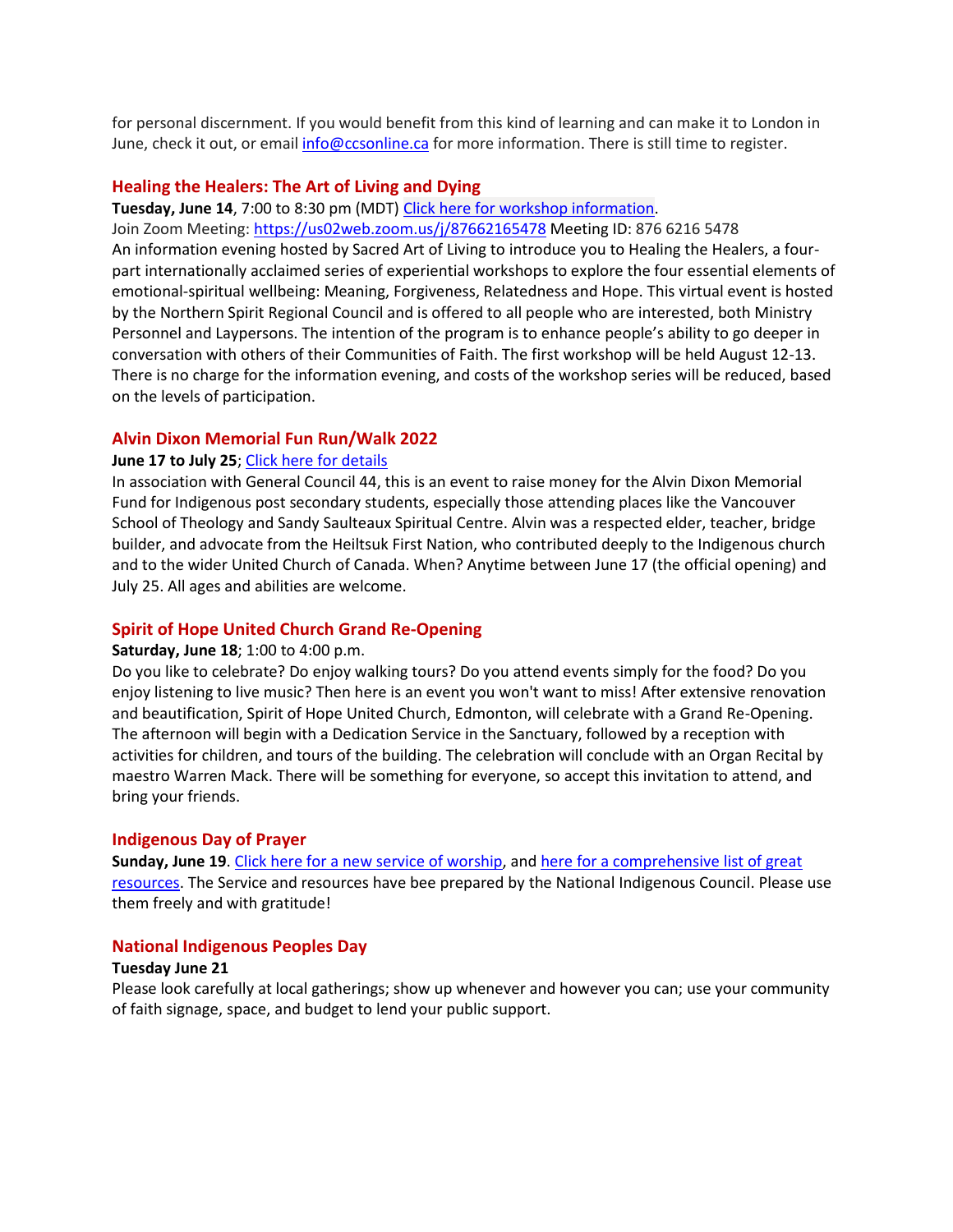for personal discernment. If you would benefit from this kind of learning and can make it to London in June, check it out, or email info@ccsonline.ca for more information. There is still time to register.

### Healing the Healers: The Art of Living and Dying

**Tuesday, June 14**, 7:00 to 8:30 pm (MDT) Click here for workshop information.

Join Zoom Meeting: https://us02web.zoom.us/j/87662165478 Meeting ID: 876 6216 5478

An information evening hosted by Sacred Art of Living to introduce you to Healing the Healers, a four-part internationally acclaimed series of experiential workshops to explore the four essential elements of emotional-spiritual wellbeing: Meaning, Forgiveness, Relatedness and Hope. This virtual event is hosted by the Northern Spirit Regional Council and is offered to all people who are interested, both Ministry Personnel and Laypersons. The intention of the program is to enhance people's ability to go deeper in conversation with others of their Communities of Faith. The first workshop will be held August 12-13. There is no charge for the information evening, and costs of the workshop series will be reduced, based on the levels of participation.

### Alvin Dixon Memorial Fun Run/Walk 2022

**June 17 to July 25**; Click here for details

In association with General Council 44, this is an event to raise money for the Alvin Dixon Memorial Fund for Indigenous post secondary students, especially those attending places like the Vancouver School of Theology and Sandy Saulteaux Spiritual Centre. Alvin was a respected elder, teacher, bridge builder, and advocate from the Heiltsuk First Nation, who contributed deeply to the Indigenous church and to the wider United Church of Canada. When? Anytime between June 17 (the official opening) and July 25. All ages and abilities are welcome.

### Spirit of Hope United Church Grand Re-Opening

**Saturday, June 18**; 1:00 to 4:00 p.m.

Do you like to celebrate? Do enjoy walking tours? Do you attend events simply for the food? Do you enjoy listening to live music? Then here is an event you won't want to miss! After extensive renovation and beautification, Spirit of Hope United Church, Edmonton, will celebrate with a Grand Re-Opening. The afternoon will begin with a Dedication Service in the Sanctuary, followed by a reception with activities for children, and tours of the building. The celebration will conclude with an Organ Recital by maestro Warren Mack. There will be something for everyone, so accept this invitation to attend, and bring your friends.

### Indigenous Day of Prayer

**Sunday, June 19**. Click here for a new service of worship, and here for a comprehensive list of great resources. The Service and resources have bee prepared by the National Indigenous Council. Please use them freely and with gratitude!

### National Indigenous Peoples Day

**Tuesday June 21**

Please look carefully at local gatherings; show up whenever and however you can; use your community of faith signage, space, and budget to lend your public support.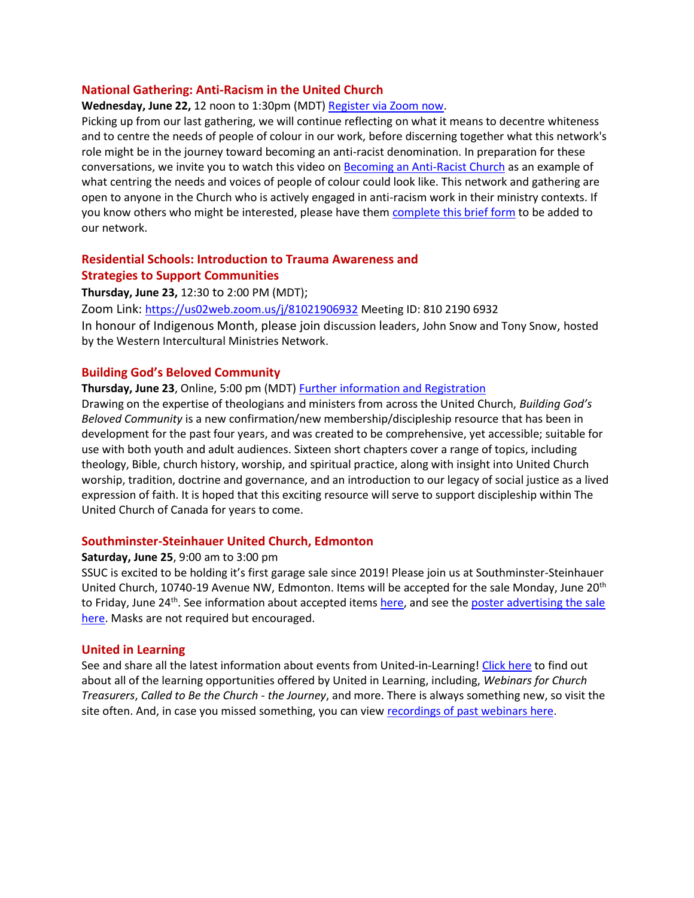## National Gathering: Anti-Racism in the United Church

**Wednesday, June 22,** 12 noon to 1:30pm (MDT) Register via Zoom now.

Picking up from our last gathering, we will continue reflecting on what it means to decentre whiteness and to centre the needs of people of colour in our work, before discerning together what this network's role might be in the journey toward becoming an anti-racist denomination. In preparation for these conversations, we invite you to watch this video on Becoming an Anti-Racist Church as an example of what centring the needs and voices of people of colour could look like. This network and gathering are open to anyone in the Church who is actively engaged in anti-racism work in their ministry contexts. If you know others who might be interested, please have them complete this brief form to be added to our network.

## Residential Schools: Introduction to Trauma Awareness and Strategies to Support Communities

**Thursday, June 23,** 12:30 to 2:00 PM (MDT);

Zoom Link: https://us02web.zoom.us/j/81021906932 Meeting ID: 810 2190 6932

In honour of Indigenous Month, please join discussion leaders, John Snow and Tony Snow, hosted by the Western Intercultural Ministries Network.

## Building God's Beloved Community

**Thursday, June 23**, Online, 5:00 pm (MDT) Further information and Registration

Drawing on the expertise of theologians and ministers from across the United Church, *Building God's Beloved Community* is a new confirmation/new membership/discipleship resource that has been in development for the past four years, and was created to be comprehensive, yet accessible; suitable for use with both youth and adult audiences. Sixteen short chapters cover a range of topics, including theology, Bible, church history, worship, and spiritual practice, along with insight into United Church worship, tradition, doctrine and governance, and an introduction to our legacy of social justice as a lived expression of faith. It is hoped that this exciting resource will serve to support discipleship within The United Church of Canada for years to come.

## Southminster-Steinhauer United Church, Edmonton

**Saturday, June 25**, 9:00 am to 3:00 pm

SSUC is excited to be holding it's first garage sale since 2019! Please join us at Southminster-Steinhauer United Church, 10740-19 Avenue NW, Edmonton. Items will be accepted for the sale Monday, June 20th to Friday, June 24th. See information about accepted items here, and see the poster advertising the sale here. Masks are not required but encouraged.

## United in Learning

See and share all the latest information about events from United-in-Learning! Click here to find out about all of the learning opportunities offered by United in Learning, including, *Webinars for Church Treasurers*, *Called to Be the Church - the Journey*, and more. There is always something new, so visit the site often. And, in case you missed something, you can view recordings of past webinars here.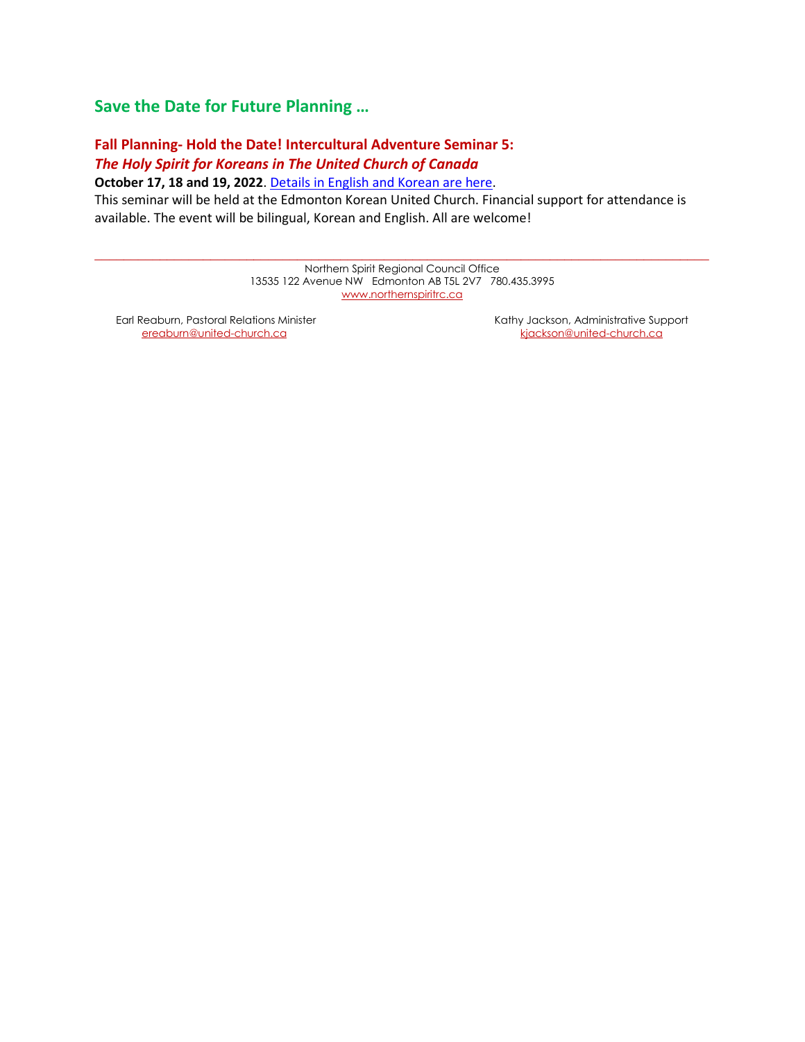## Save the Date for Future Planning …

### Fall Planning- Hold the Date! Intercultural Adventure Seminar 5:
### *The Holy Spirit for Koreans in The United Church of Canada*

**October 17, 18 and 19, 2022**. Details in English and Korean are here.
This seminar will be held at the Edmonton Korean United Church. Financial support for attendance is available. The event will be bilingual, Korean and English. All are welcome!

---

Northern Spirit Regional Council Office
13535 122 Avenue NW Edmonton AB T5L 2V7 780.435.3995
www.northernspiritrc.ca

Earl Reaburn, Pastoral Relations Minister
ereaburn@united-church.ca

Kathy Jackson, Administrative Support
kjackson@united-church.ca